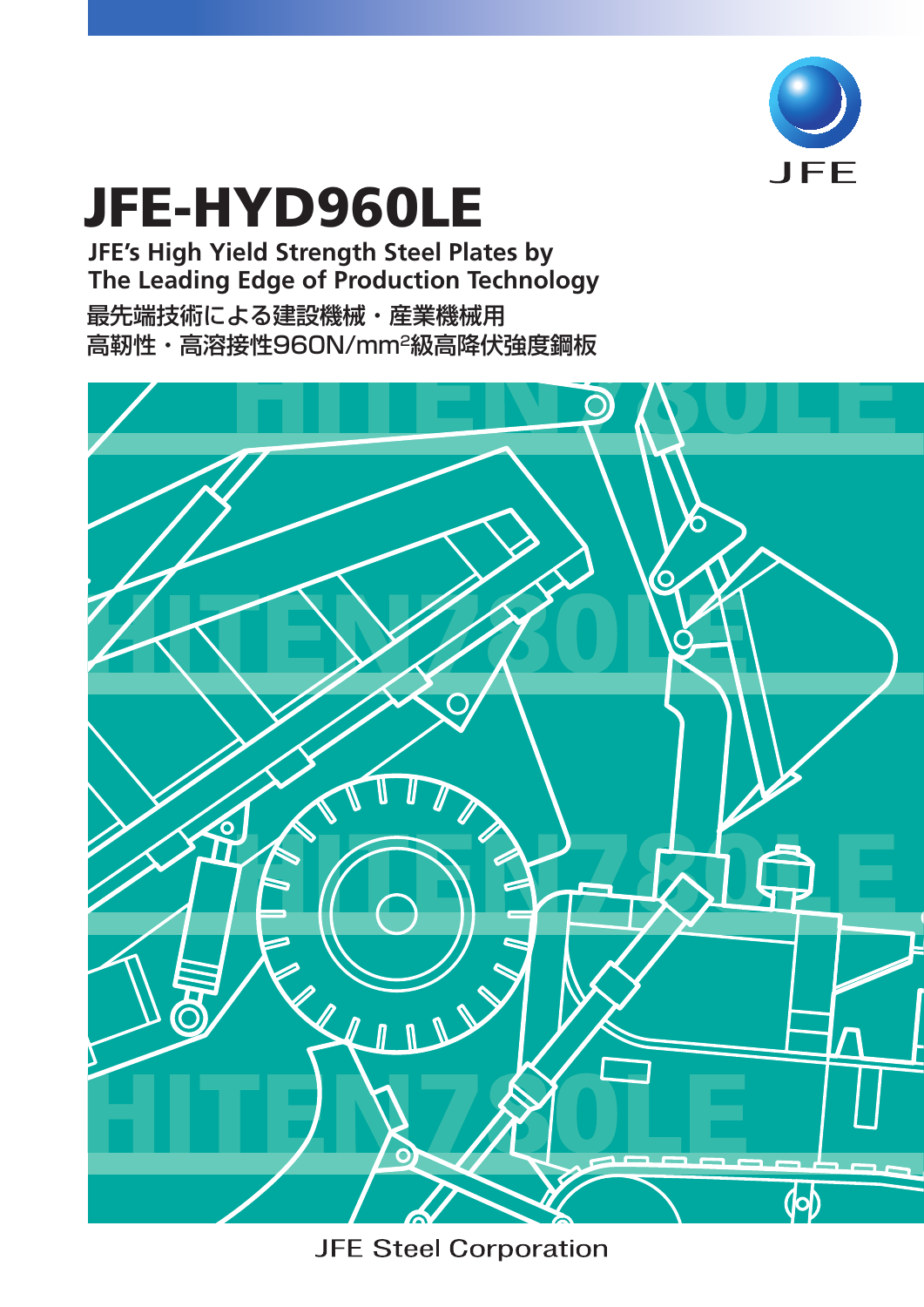# JFE-HYD960LE

**JFE's High Yield Strength Steel Plates by The Leading Edge of Production Technology**

**最先端技術による建設機械・産業機械用**
**高靭性・高溶接性960N/mm²級高降伏強度鋼板**

JFE Steel Corporation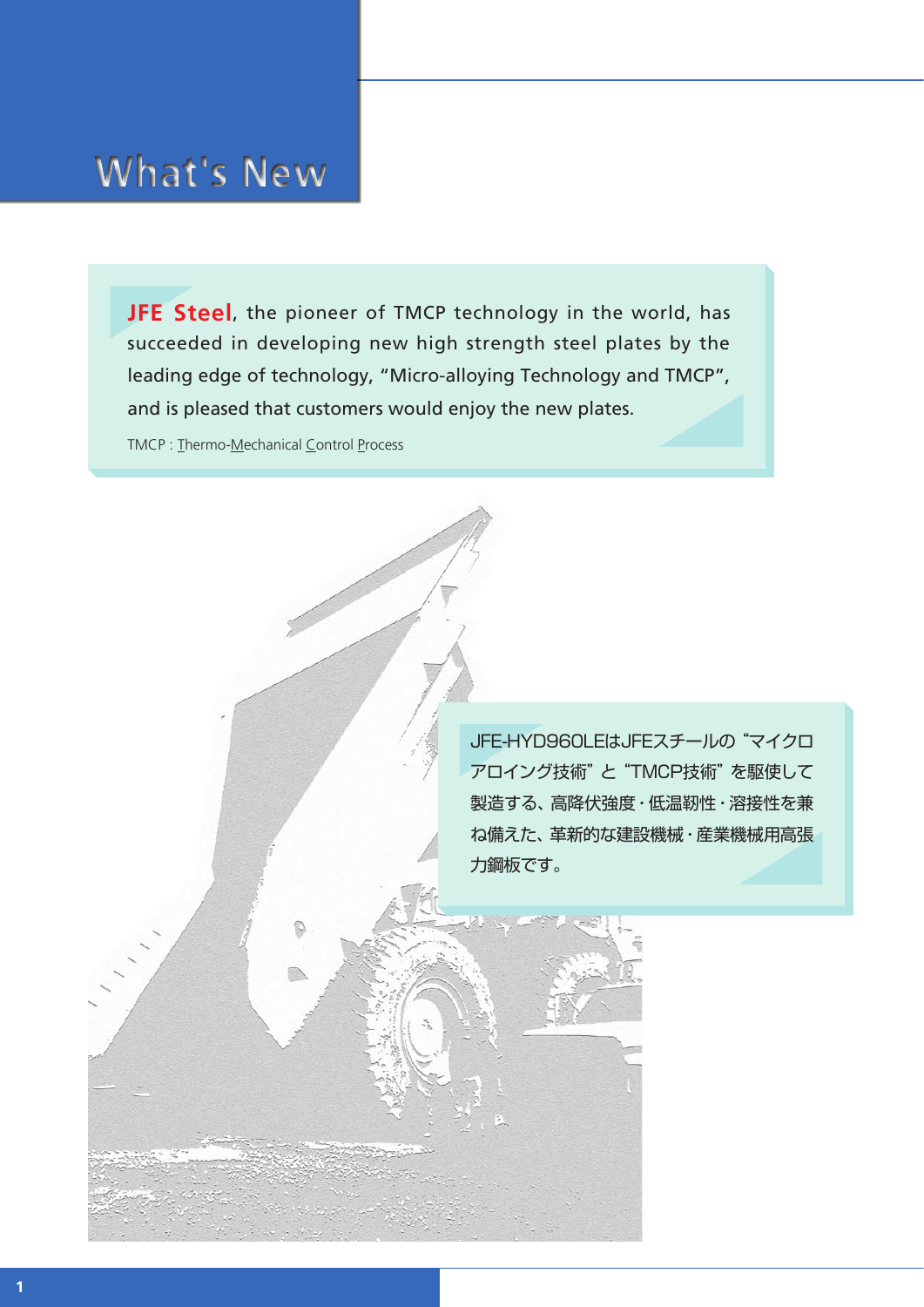# What's New

**JFE Steel**, the pioneer of TMCP technology in the world, has succeeded in developing new high strength steel plates by the leading edge of technology, “Micro-alloying Technology and TMCP”, and is pleased that customers would enjoy the new plates.

TMCP : Thermo-Mechanical Control Process

JFE-HYD960LEはJFEスチールの“マイクロアロイング技術”と“TMCP技術”を駆使して製造する、高降伏強度・低温靭性・溶接性を兼ね備えた、革新的な建設機械・産業機械用高張力鋼板です。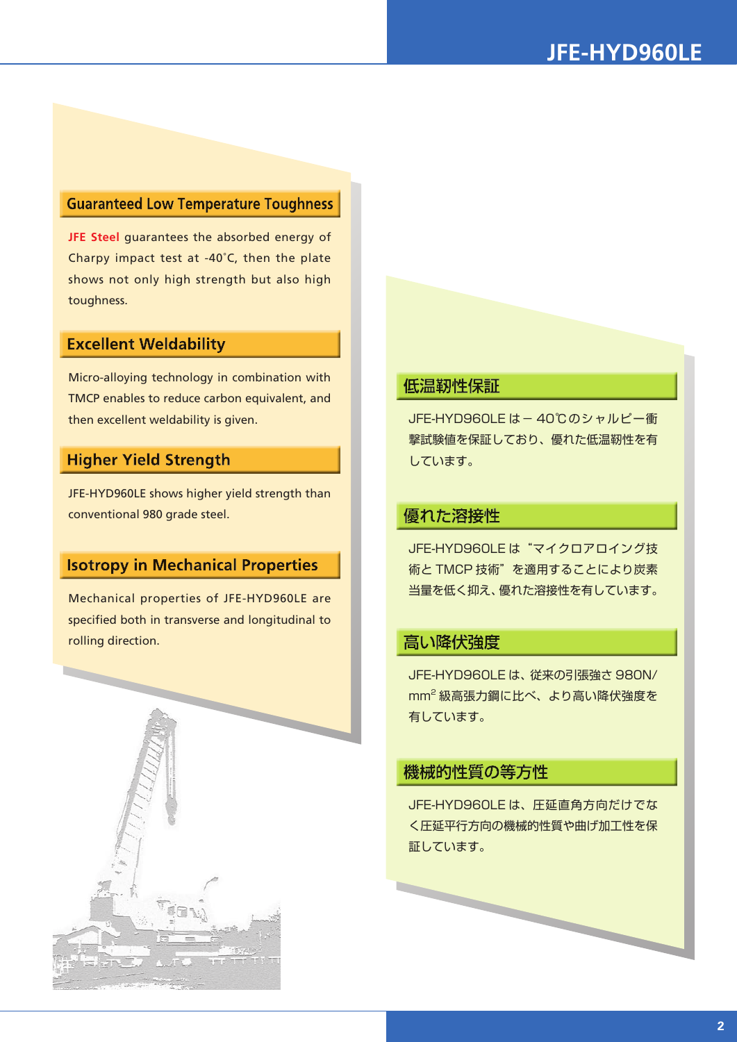## Guaranteed Low Temperature Toughness

**JFE Steel** guarantees the absorbed energy of Charpy impact test at -40˚C, then the plate shows not only high strength but also high toughness.

## Excellent Weldability

Micro-alloying technology in combination with TMCP enables to reduce carbon equivalent, and then excellent weldability is given.

## Higher Yield Strength

JFE-HYD960LE shows higher yield strength than conventional 980 grade steel.

## Isotropy in Mechanical Properties

Mechanical properties of JFE-HYD960LE are specified both in transverse and longitudinal to rolling direction.

## 低温靭性保証

JFE-HYD960LEは－40℃のシャルピー衝撃試験値を保証しており、優れた低温靭性を有しています。

## 優れた溶接性

JFE-HYD960LEは“マイクロアロイング技術とTMCP技術”を適用することにより炭素当量を低く抑え、優れた溶接性を有しています。

## 高い降伏強度

JFE-HYD960LEは、従来の引張強さ980N/$mm^2$級高張力鋼に比べ、より高い降伏強度を有しています。

## 機械的性質の等方性

JFE-HYD960LEは、圧延直角方向だけでなく圧延平行方向の機械的性質や曲げ加工性を保証しています。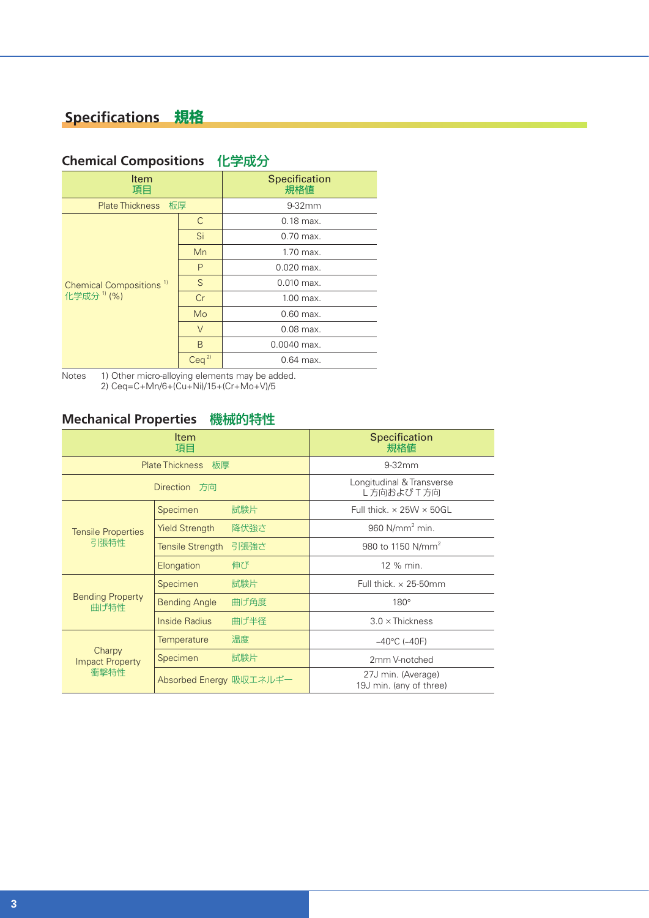## Specifications 規格

### Chemical Compositions 化学成分

| Item 項目 | | Specification 規格値 |
|---|---|---|
| Plate Thickness 板厚 | | 9-32mm |
| Chemical Compositions [1] 化学成分 [1] (%) | C | 0.18 max. |
| | Si | 0.70 max. |
| | Mn | 1.70 max. |
| | P | 0.020 max. |
| | S | 0.010 max. |
| | Cr | 1.00 max. |
| | Mo | 0.60 max. |
| | V | 0.08 max. |
| | B | 0.0040 max. |
| | Ceq [2] | 0.64 max. |

Notes
1) Other micro-alloying elements may be added.
2) Ceq=C+Mn/6+(Cu+Ni)/15+(Cr+Mo+V)/5

### Mechanical Properties 機械的特性

| Item 項目 | | Specification 規格値 |
|---|---|---|
| Plate Thickness 板厚 | | 9-32mm |
| Direction 方向 | | Longitudinal & Transverse L方向およびT方向 |
| Tensile Properties 引張特性 | Specimen 試験片 | Full thick. × 25W × 50GL |
| | Yield Strength 降伏強さ | 960 N/mm$^2$ min. |
| | Tensile Strength 引張強さ | 980 to 1150 N/mm$^2$ |
| | Elongation 伸び | 12 % min. |
| Bending Property 曲げ特性 | Specimen 試験片 | Full thick. × 25-50mm |
| | Bending Angle 曲げ角度 | 180° |
| | Inside Radius 曲げ半径 | 3.0 × Thickness |
| Charpy Impact Property 衝撃特性 | Temperature 温度 | −40°C (−40F) |
| | Specimen 試験片 | 2mm V-notched |
| | Absorbed Energy 吸収エネルギー | 27J min. (Average) 19J min. (any of three) |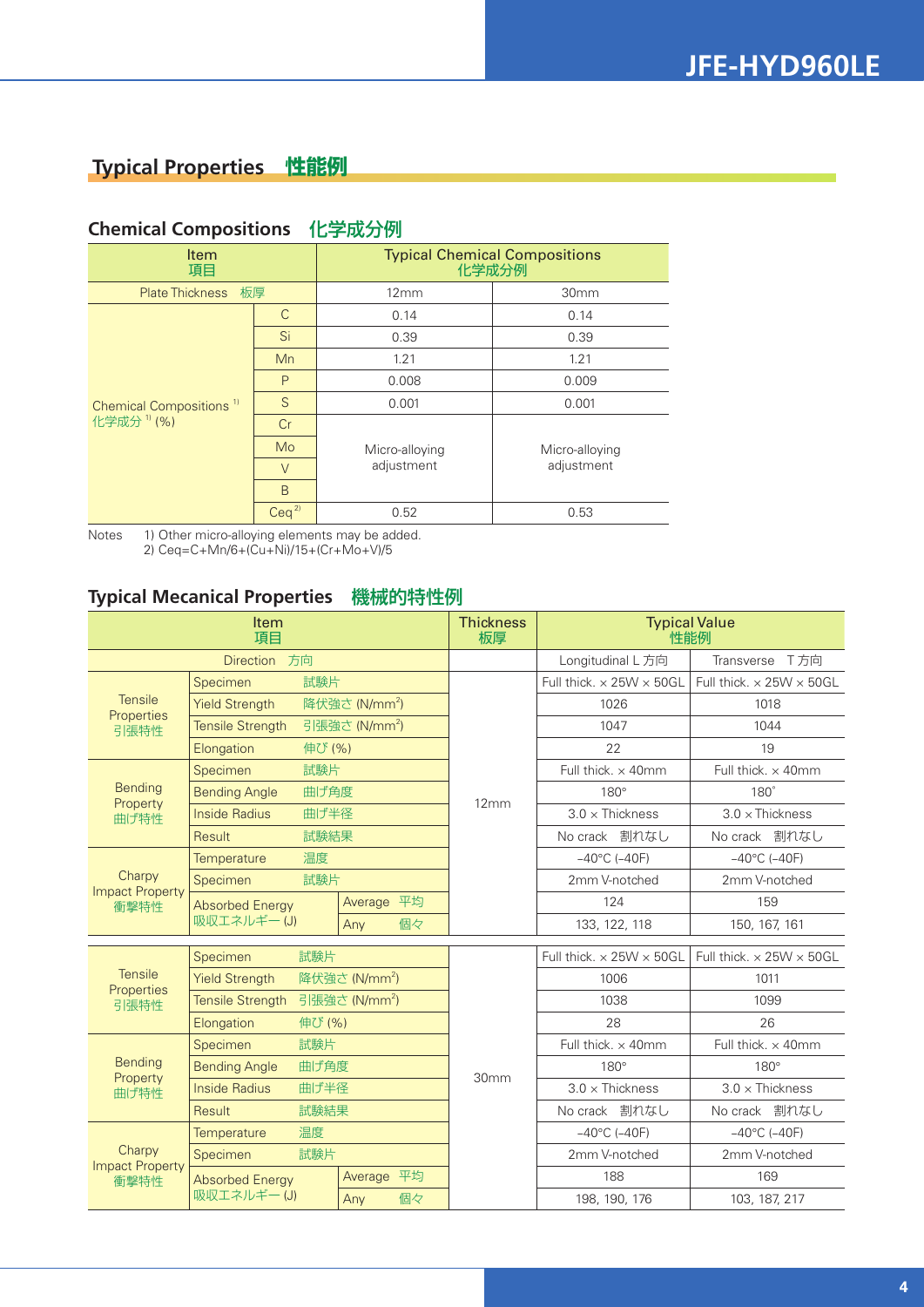# JFE-HYD960LE

## Typical Properties 性能例

### Chemical Compositions 化学成分例

| Item 項目 | | Typical Chemical Compositions 化学成分例 | |
|---|---|---|---|
| Plate Thickness 板厚 | | 12mm | 30mm |
| Chemical Compositions [1) ] 化学成分 [1)] (%) | C | 0.14 | 0.14 |
| | Si | 0.39 | 0.39 |
| | Mn | 1.21 | 1.21 |
| | P | 0.008 | 0.009 |
| | S | 0.001 | 0.001 |
| | Cr | Micro-alloying adjustment | Micro-alloying adjustment |
| | Mo | | |
| | V | | |
| | B | | |
| | Ceq [2)] | 0.52 | 0.53 |

Notes 1) Other micro-alloying elements may be added.
2) Ceq=C+Mn/6+(Cu+Ni)/15+(Cr+Mo+V)/5

### Typical Mecanical Properties 機械的特性例

| Item 項目 | | | Thickness 板厚 | Typical Value 性能例 | |
|---|---|---|---|---|---|
| Direction 方向 | | | | Longitudinal L 方向 | Transverse T 方向 |
| Tensile Properties 引張特性 | Specimen 試験片 | | 12mm | Full thick. × 25W × 50GL | Full thick. × 25W × 50GL |
| | Yield Strength 降伏強さ (N/mm$^2$) | | | 1026 | 1018 |
| | Tensile Strength 引張強さ (N/mm$^2$) | | | 1047 | 1044 |
| | Elongation 伸び (%) | | | 22 | 19 |
| Bending Property 曲げ特性 | Specimen 試験片 | | | Full thick. × 40mm | Full thick. × 40mm |
| | Bending Angle 曲げ角度 | | | 180° | 180° |
| | Inside Radius 曲げ半径 | | | 3.0 × Thickness | 3.0 × Thickness |
| | Result 試験結果 | | | No crack 割れなし | No crack 割れなし |
| Charpy Impact Property 衝撃特性 | Temperature 温度 | | | −40°C (−40F) | −40°C (−40F) |
| | Specimen 試験片 | | | 2mm V-notched | 2mm V-notched |
| | Absorbed Energy 吸収エネルギー (J) | Average 平均 | | 124 | 159 |
| | | Any 個々 | | 133, 122, 118 | 150, 167, 161 |
| Tensile Properties 引張特性 | Specimen 試験片 | | 30mm | Full thick. × 25W × 50GL | Full thick. × 25W × 50GL |
| | Yield Strength 降伏強さ (N/mm$^2$) | | | 1006 | 1011 |
| | Tensile Strength 引張強さ (N/mm$^2$) | | | 1038 | 1099 |
| | Elongation 伸び (%) | | | 28 | 26 |
| Bending Property 曲げ特性 | Specimen 試験片 | | | Full thick. × 40mm | Full thick. × 40mm |
| | Bending Angle 曲げ角度 | | | 180° | 180° |
| | Inside Radius 曲げ半径 | | | 3.0 × Thickness | 3.0 × Thickness |
| | Result 試験結果 | | | No crack 割れなし | No crack 割れなし |
| Charpy Impact Property 衝撃特性 | Temperature 温度 | | | −40°C (−40F) | −40°C (−40F) |
| | Specimen 試験片 | | | 2mm V-notched | 2mm V-notched |
| | Absorbed Energy 吸収エネルギー (J) | Average 平均 | | 188 | 169 |
| | | Any 個々 | | 198, 190, 176 | 103, 187, 217 |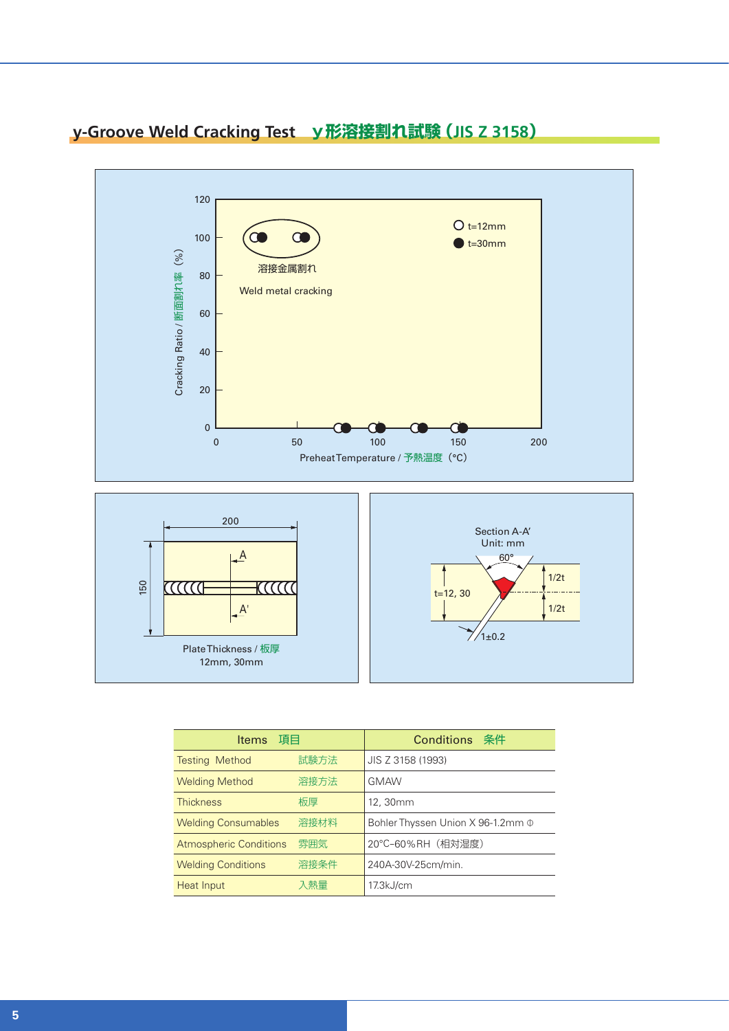## y-Groove Weld Cracking Test　y形溶接割れ試験（JIS Z 3158）

Cracking Ratio / 断面割れ率（%）

溶接金属割れ

Weld metal cracking

○ t=12mm
● t=30mm

Preheat Temperature / 予熱温度（°C）

200

150

A

A'

Plate Thickness / 板厚
12mm, 30mm

Section A-A'
Unit: mm

60°

t=12, 30

1/2t

1/2t

1±0.2

| Items　項目 | | Conditions　条件 |
|---|---|---|
| Testing Method | 試験方法 | JIS Z 3158 (1993) |
| Welding Method | 溶接方法 | GMAW |
| Thickness | 板厚 | 12, 30mm |
| Welding Consumables | 溶接材料 | Bohler Thyssen Union X 96-1.2mm Φ |
| Atmospheric Conditions | 雰囲気 | 20°C–60%RH（相対湿度） |
| Welding Conditions | 溶接条件 | 240A-30V-25cm/min. |
| Heat Input | 入熱量 | 17.3kJ/cm |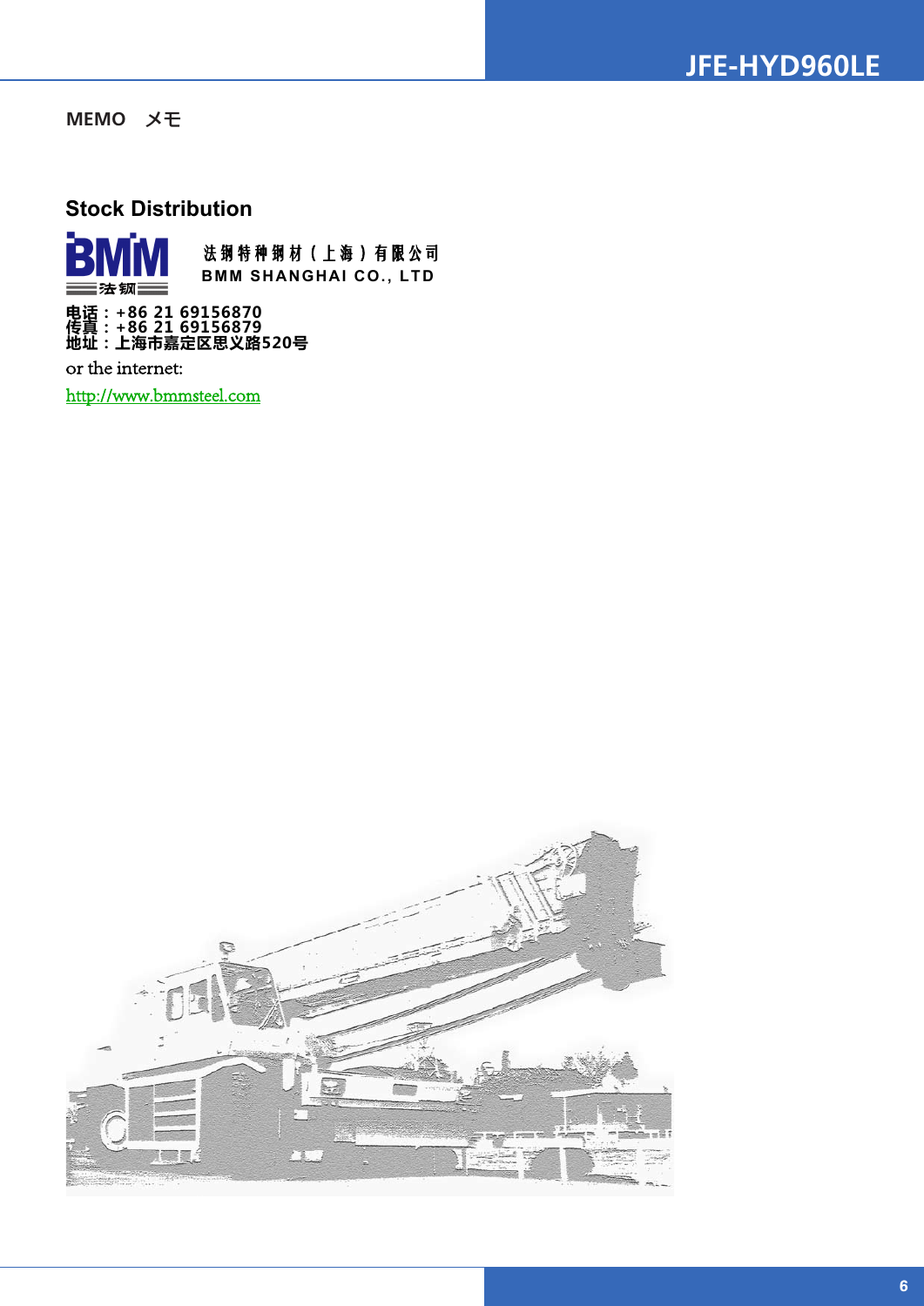MEMO　メモ

## Stock Distribution

法钢特种钢材（上海）有限公司
BMM SHANGHAI CO., LTD

电话：+86 21 69156870
传真：+86 21 69156879
地址：上海市嘉定区思义路520号

or the internet:

http://www.bmmsteel.com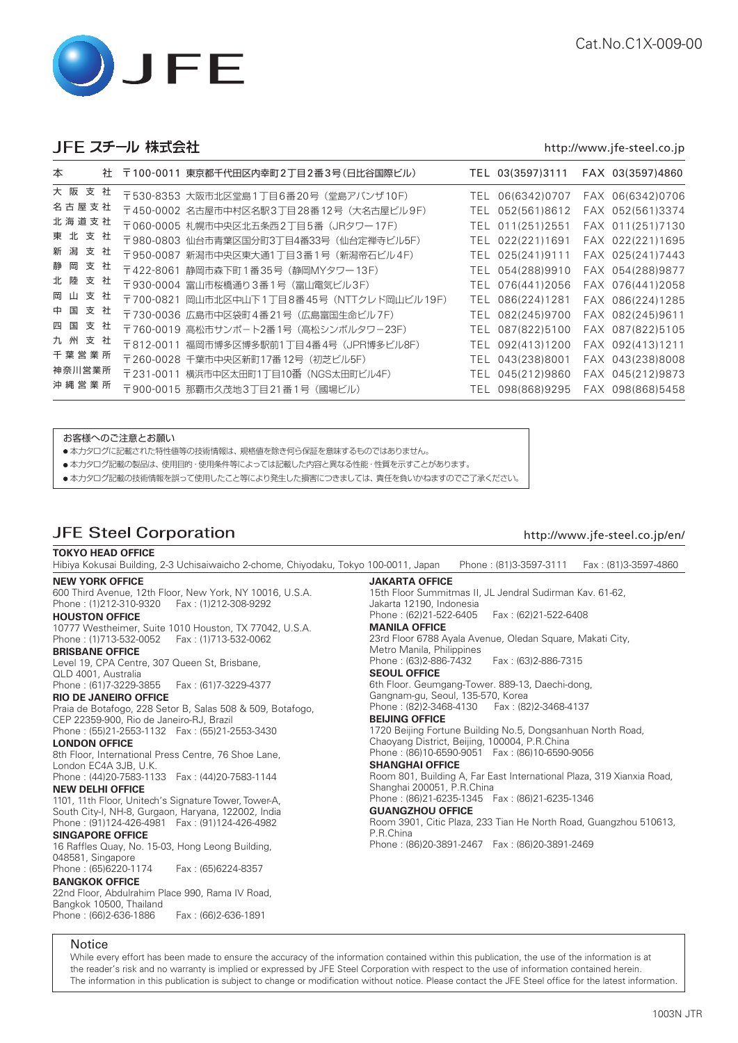Cat.No.C1X-009-00

JFE

## JFE スチール 株式会社

http://www.jfe-steel.co.jp

| | | | |
|---|---|---|---|
| 本社 | 〒100-0011 東京都千代田区内幸町2丁目2番3号（日比谷国際ビル） | TEL 03(3597)3111 | FAX 03(3597)4860 |
| 大阪支社 | 〒530-8353 大阪市北区堂島1丁目6番20号（堂島アバンザ10F） | TEL 06(6342)0707 | FAX 06(6342)0706 |
| 名古屋支社 | 〒450-0002 名古屋市中村区名駅3丁目28番12号（大名古屋ビル9F） | TEL 052(561)8612 | FAX 052(561)3374 |
| 北海道支社 | 〒060-0005 札幌市中央区北五条西2丁目5番（JRタワー17F） | TEL 011(251)2551 | FAX 011(251)7130 |
| 東北支社 | 〒980-0803 仙台市青葉区国分町3丁目4番33号（仙台定禅寺ビル5F） | TEL 022(221)1691 | FAX 022(221)1695 |
| 新潟支社 | 〒950-0087 新潟市中央区東大通1丁目3番1号（新潟帝石ビル4F） | TEL 025(241)9111 | FAX 025(241)7443 |
| 静岡支社 | 〒422-8061 静岡市森下町1番35号（静岡MYタワー13F） | TEL 054(288)9910 | FAX 054(288)9877 |
| 北陸支社 | 〒930-0004 富山市桜橋通り3番1号（富山電気ビル3F） | TEL 076(441)2056 | FAX 076(441)2058 |
| 岡山支社 | 〒700-0821 岡山市北区中山下1丁目8番45号（NTTクレド岡山ビル19F） | TEL 086(224)1281 | FAX 086(224)1285 |
| 中国支社 | 〒730-0036 広島市中区袋町4番21号（広島富国生命ビル7F） | TEL 082(245)9700 | FAX 082(245)9611 |
| 四国支社 | 〒760-0019 高松市サンポート2番1号（高松シンボルタワー23F） | TEL 087(822)5100 | FAX 087(822)5105 |
| 九州支社 | 〒812-0011 福岡市博多区博多駅前1丁目4番4号（JPR博多ビル8F） | TEL 092(413)1200 | FAX 092(413)1211 |
| 千葉営業所 | 〒260-0028 千葉市中央区新町17番12号（初芝ビル5F） | TEL 043(238)8001 | FAX 043(238)8008 |
| 神奈川営業所 | 〒231-0011 横浜市中区太田町1丁目10番（NGS太田町ビル4F） | TEL 045(212)9860 | FAX 045(212)9873 |
| 沖縄営業所 | 〒900-0015 那覇市久茂地3丁目21番1号（國場ビル） | TEL 098(868)9295 | FAX 098(868)5458 |

お客様へのご注意とお願い

- 本カタログに記載された特性値等の技術情報は、規格値を除き何ら保証を意味するものではありません。
- 本カタログ記載の製品は、使用目的・使用条件等によっては記載した内容と異なる性能・性質を示すことがあります。
- 本カタログ記載の技術情報を誤って使用したこと等により発生した損害につきましては、責任を負いかねますのでご了承ください。

## JFE Steel Corporation

http://www.jfe-steel.co.jp/en/

**TOKYO HEAD OFFICE**
Hibiya Kokusai Building, 2-3 Uchisaiwaicho 2-chome, Chiyodaku, Tokyo 100-0011, Japan Phone : (81)3-3597-3111 Fax : (81)3-3597-4860

**NEW YORK OFFICE**
600 Third Avenue, 12th Floor, New York, NY 10016, U.S.A.
Phone : (1)212-310-9320 Fax : (1)212-308-9292

**HOUSTON OFFICE**
10777 Westheimer, Suite 1010 Houston, TX 77042, U.S.A.
Phone : (1)713-532-0052 Fax : (1)713-532-0062

**BRISBANE OFFICE**
Level 19, CPA Centre, 307 Queen St, Brisbane, QLD 4001, Australia
Phone : (61)7-3229-3855 Fax : (61)7-3229-4377

**RIO DE JANEIRO OFFICE**
Praia de Botafogo, 228 Setor B, Salas 508 & 509, Botafogo, CEP 22359-900, Rio de Janeiro-RJ, Brazil
Phone : (55)21-2553-1132 Fax : (55)21-2553-3430

**LONDON OFFICE**
8th Floor, International Press Centre, 76 Shoe Lane, London EC4A 3JB, U.K.
Phone : (44)20-7583-1133 Fax : (44)20-7583-1144

**NEW DELHI OFFICE**
1101, 11th Floor, Unitech's Signature Tower, Tower-A, South City-I, NH-8, Gurgaon, Haryana, 122002, India
Phone : (91)124-426-4981 Fax : (91)124-426-4982

**SINGAPORE OFFICE**
16 Raffles Quay, No. 15-03, Hong Leong Building, 048581, Singapore
Phone : (65)6220-1174 Fax : (65)6224-8357

**BANGKOK OFFICE**
22nd Floor, Abdulrahim Place 990, Rama IV Road, Bangkok 10500, Thailand
Phone : (66)2-636-1886 Fax : (66)2-636-1891

**JAKARTA OFFICE**
15th Floor Summitmas II, JL Jendral Sudirman Kav. 61-62, Jakarta 12190, Indonesia
Phone : (62)21-522-6405 Fax : (62)21-522-6408

**MANILA OFFICE**
23rd Floor 6788 Ayala Avenue, Oledan Square, Makati City, Metro Manila, Philippines
Phone : (63)2-886-7432 Fax : (63)2-886-7315

**SEOUL OFFICE**
6th Floor. Geumgang-Tower. 889-13, Daechi-dong, Gangnam-gu, Seoul, 135-570, Korea
Phone : (82)2-3468-4130 Fax : (82)2-3468-4137

**BEIJING OFFICE**
1720 Beijing Fortune Building No.5, Dongsanhuan North Road, Chaoyang District, Beijing, 100004, P.R.China
Phone : (86)10-6590-9051 Fax : (86)10-6590-9056

**SHANGHAI OFFICE**
Room 801, Building A, Far East International Plaza, 319 Xianxia Road, Shanghai 200051, P.R.China
Phone : (86)21-6235-1345 Fax : (86)21-6235-1346

**GUANGZHOU OFFICE**
Room 3901, Citic Plaza, 233 Tian He North Road, Guangzhou 510613, P.R.China
Phone : (86)20-3891-2467 Fax : (86)20-3891-2469

Notice

While every effort has been made to ensure the accuracy of the information contained within this publication, the use of the information is at the reader's risk and no warranty is implied or expressed by JFE Steel Corporation with respect to the use of information contained herein.
The information in this publication is subject to change or modification without notice. Please contact the JFE Steel office for the latest information.

1003N JTR